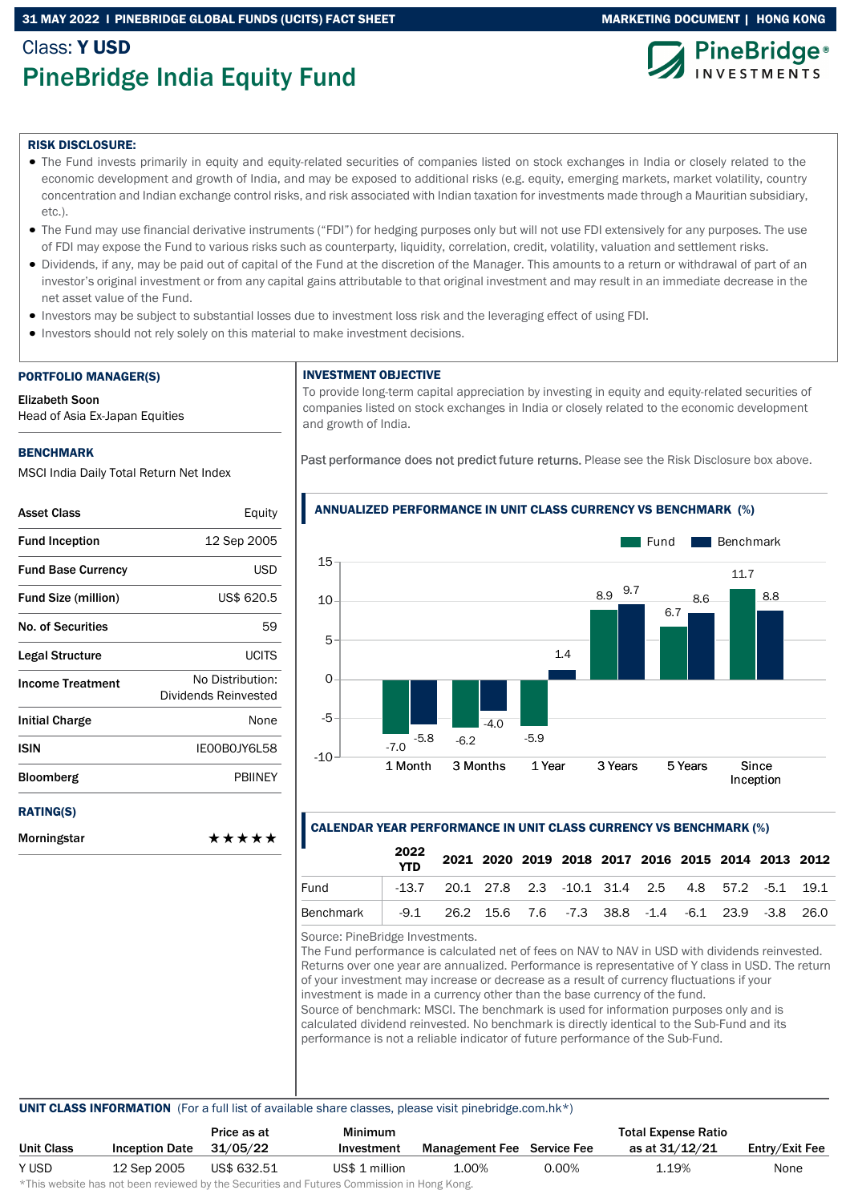Class: **Y USD**

# PineBridge India Equity Fund

**RISK DISCLOSURE:**

- The Fund invests primarily in equity and equity-related securities of companies listed on stock exchanges in India or closely related to the economic development and growth of India, and may be exposed to additional risks (e.g. equity, emerging markets, market volatility, country concentration and Indian exchange control risks, and risk associated with Indian taxation for investments made through a Mauritian subsidiary, etc.).
- The Fund may use financial derivative instruments ("FDI") for hedging purposes only but will not use FDI extensively for any purposes. The use of FDI may expose the Fund to various risks such as counterparty, liquidity, correlation, credit, volatility, valuation and settlement risks.
- Dividends, if any, may be paid out of capital of the Fund at the discretion of the Manager. This amounts to a return or withdrawal of part of an investor's original investment or from any capital gains attributable to that original investment and may result in an immediate decrease in the net asset value of the Fund.
- Investors may be subject to substantial losses due to investment loss risk and the leveraging effect of using FDI.
- Investors should not rely solely on this material to make investment decisions.

## PORTFOLIO MANAGER(S)

**Elizabeth Soon**
Head of Asia Ex-Japan Equities

## BENCHMARK

MSCI India Daily Total Return Net Index

| | |
|---|---|
| **Asset Class** | Equity |
| **Fund Inception** | 12 Sep 2005 |
| **Fund Base Currency** | USD |
| **Fund Size (million)** | US$ 620.5 |
| **No. of Securities** | 59 |
| **Legal Structure** | UCITS |
| **Income Treatment** | No Distribution: Dividends Reinvested |
| **Initial Charge** | None |
| **ISIN** | IE00B0JY6L58 |
| **Bloomberg** | PBIINEY |

## RATING(S)

| | |
|---|---|
| **Morningstar** | ★★★★★ |

## INVESTMENT OBJECTIVE

To provide long-term capital appreciation by investing in equity and equity-related securities of companies listed on stock exchanges in India or closely related to the economic development and growth of India.

Past performance does not predict future returns. Please see the Risk Disclosure box above.

## ANNUALIZED PERFORMANCE IN UNIT CLASS CURRENCY VS BENCHMARK (%)

| | 1 Month | 3 Months | 1 Year | 3 Years | 5 Years | Since Inception |
|---|---|---|---|---|---|---|
| Fund | -7.0 | -6.2 | -5.9 | 8.9 | 6.7 | 11.7 |
| Benchmark | -5.8 | -4.0 | 1.4 | 9.7 | 8.6 | 8.8 |

## CALENDAR YEAR PERFORMANCE IN UNIT CLASS CURRENCY VS BENCHMARK (%)

| | 2022 YTD | 2021 | 2020 | 2019 | 2018 | 2017 | 2016 | 2015 | 2014 | 2013 | 2012 |
|---|---|---|---|---|---|---|---|---|---|---|---|
| Fund | -13.7 | 20.1 | 27.8 | 2.3 | -10.1 | 31.4 | 2.5 | 4.8 | 57.2 | -5.1 | 19.1 |
| Benchmark | -9.1 | 26.2 | 15.6 | 7.6 | -7.3 | 38.8 | -1.4 | -6.1 | 23.9 | -3.8 | 26.0 |

Source: PineBridge Investments.
The Fund performance is calculated net of fees on NAV to NAV in USD with dividends reinvested. Returns over one year are annualized. Performance is representative of Y class in USD. The return of your investment may increase or decrease as a result of currency fluctuations if your investment is made in a currency other than the base currency of the fund.
Source of benchmark: MSCI. The benchmark is used for information purposes only and is calculated dividend reinvested. No benchmark is directly identical to the Sub-Fund and its performance is not a reliable indicator of future performance of the Sub-Fund.

## UNIT CLASS INFORMATION (For a full list of available share classes, please visit pinebridge.com.hk*)

| Unit Class | Inception Date | Price as at 31/05/22 | Minimum Investment | Management Fee | Service Fee | Total Expense Ratio as at 31/12/21 | Entry/Exit Fee |
|---|---|---|---|---|---|---|---|
| Y USD | 12 Sep 2005 | US$ 632.51 | US$ 1 million | 1.00% | 0.00% | 1.19% | None |

*This website has not been reviewed by the Securities and Futures Commission in Hong Kong.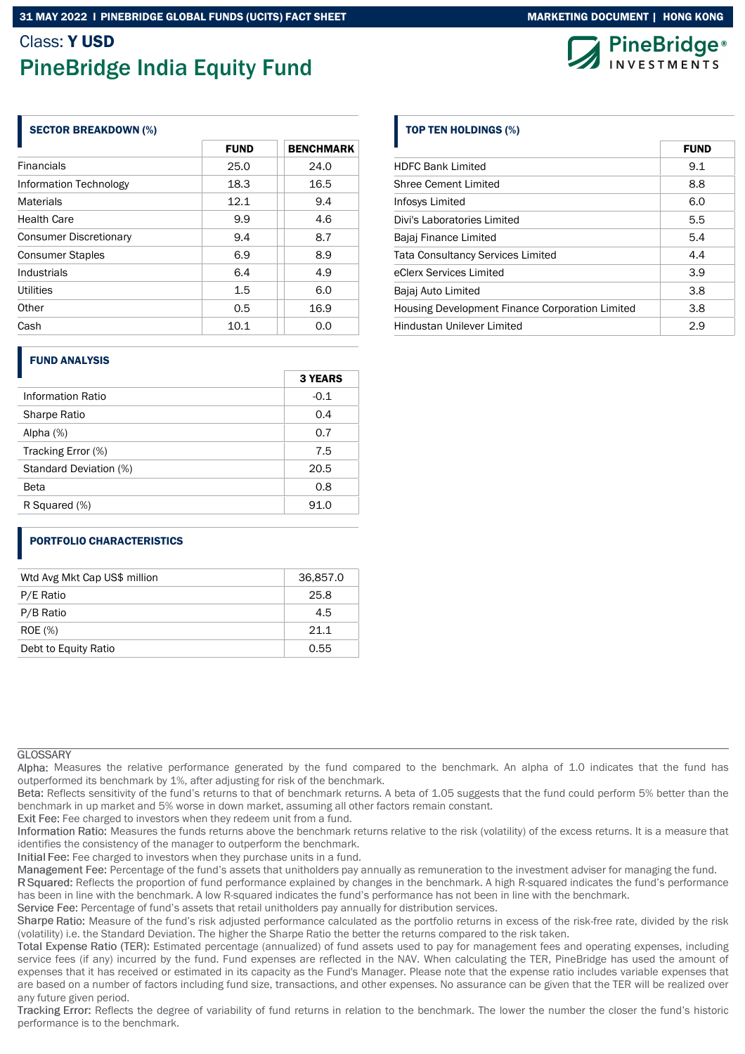Class: **Y USD**

# PineBridge India Equity Fund

## SECTOR BREAKDOWN (%)

| | FUND | BENCHMARK |
|---|---|---|
| Financials | 25.0 | 24.0 |
| Information Technology | 18.3 | 16.5 |
| Materials | 12.1 | 9.4 |
| Health Care | 9.9 | 4.6 |
| Consumer Discretionary | 9.4 | 8.7 |
| Consumer Staples | 6.9 | 8.9 |
| Industrials | 6.4 | 4.9 |
| Utilities | 1.5 | 6.0 |
| Other | 0.5 | 16.9 |
| Cash | 10.1 | 0.0 |

## FUND ANALYSIS

| | 3 YEARS |
|---|---|
| Information Ratio | -0.1 |
| Sharpe Ratio | 0.4 |
| Alpha (%) | 0.7 |
| Tracking Error (%) | 7.5 |
| Standard Deviation (%) | 20.5 |
| Beta | 0.8 |
| R Squared (%) | 91.0 |

## PORTFOLIO CHARACTERISTICS

| | |
|---|---|
| Wtd Avg Mkt Cap US$ million | 36,857.0 |
| P/E Ratio | 25.8 |
| P/B Ratio | 4.5 |
| ROE (%) | 21.1 |
| Debt to Equity Ratio | 0.55 |

## TOP TEN HOLDINGS (%)

| | FUND |
|---|---|
| HDFC Bank Limited | 9.1 |
| Shree Cement Limited | 8.8 |
| Infosys Limited | 6.0 |
| Divi's Laboratories Limited | 5.5 |
| Bajaj Finance Limited | 5.4 |
| Tata Consultancy Services Limited | 4.4 |
| eClerx Services Limited | 3.9 |
| Bajaj Auto Limited | 3.8 |
| Housing Development Finance Corporation Limited | 3.8 |
| Hindustan Unilever Limited | 2.9 |

GLOSSARY

Alpha: Measures the relative performance generated by the fund compared to the benchmark. An alpha of 1.0 indicates that the fund has outperformed its benchmark by 1%, after adjusting for risk of the benchmark.

Beta: Reflects sensitivity of the fund's returns to that of benchmark returns. A beta of 1.05 suggests that the fund could perform 5% better than the benchmark in up market and 5% worse in down market, assuming all other factors remain constant.

Exit Fee: Fee charged to investors when they redeem unit from a fund.

Information Ratio: Measures the funds returns above the benchmark returns relative to the risk (volatility) of the excess returns. It is a measure that identifies the consistency of the manager to outperform the benchmark.

Initial Fee: Fee charged to investors when they purchase units in a fund.

Management Fee: Percentage of the fund's assets that unitholders pay annually as remuneration to the investment adviser for managing the fund.

R Squared: Reflects the proportion of fund performance explained by changes in the benchmark. A high R-squared indicates the fund's performance has been in line with the benchmark. A low R-squared indicates the fund's performance has not been in line with the benchmark.

Service Fee: Percentage of fund's assets that retail unitholders pay annually for distribution services.

Sharpe Ratio: Measure of the fund's risk adjusted performance calculated as the portfolio returns in excess of the risk-free rate, divided by the risk (volatility) i.e. the Standard Deviation. The higher the Sharpe Ratio the better the returns compared to the risk taken.

Total Expense Ratio (TER): Estimated percentage (annualized) of fund assets used to pay for management fees and operating expenses, including service fees (if any) incurred by the fund. Fund expenses are reflected in the NAV. When calculating the TER, PineBridge has used the amount of expenses that it has received or estimated in its capacity as the Fund's Manager. Please note that the expense ratio includes variable expenses that are based on a number of factors including fund size, transactions, and other expenses. No assurance can be given that the TER will be realized over any future given period.

Tracking Error: Reflects the degree of variability of fund returns in relation to the benchmark. The lower the number the closer the fund's historic performance is to the benchmark.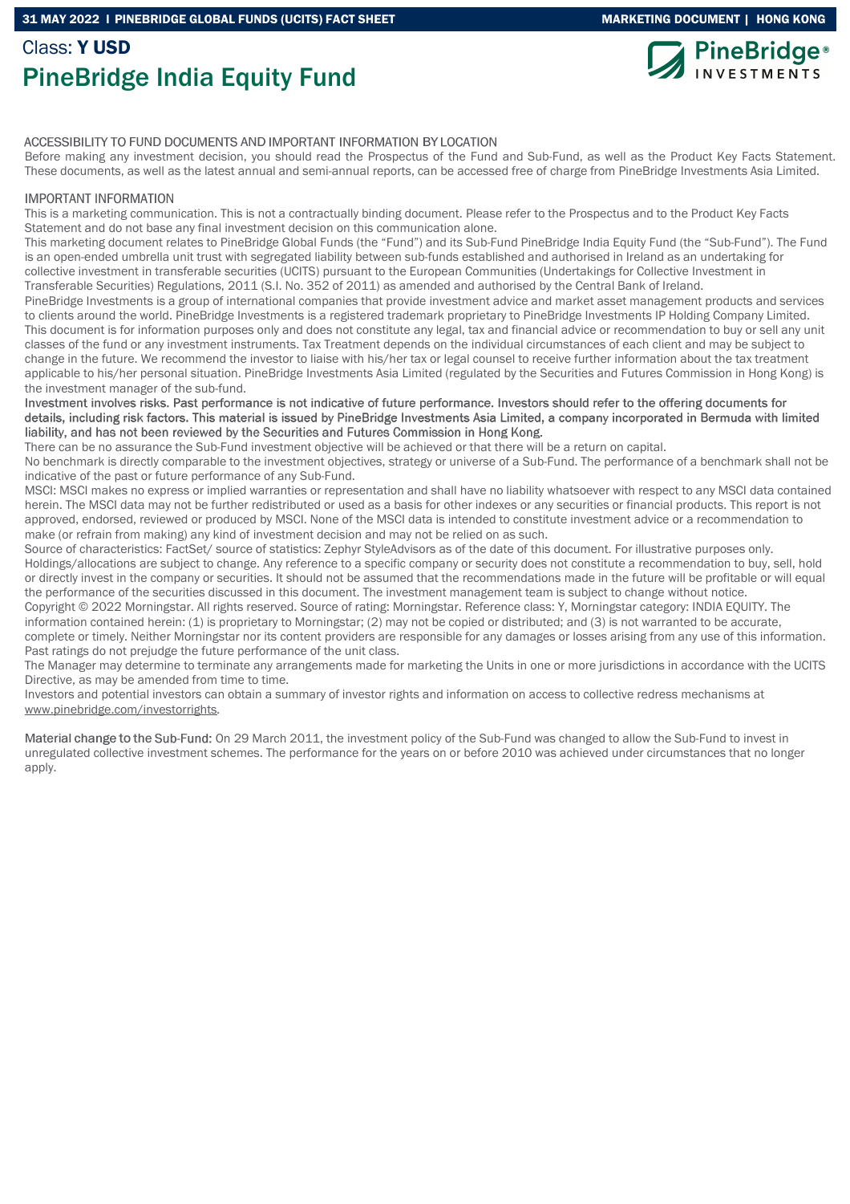Class: **Y USD**

# PineBridge India Equity Fund

## ACCESSIBILITY TO FUND DOCUMENTS AND IMPORTANT INFORMATION BY LOCATION

Before making any investment decision, you should read the Prospectus of the Fund and Sub-Fund, as well as the Product Key Facts Statement. These documents, as well as the latest annual and semi-annual reports, can be accessed free of charge from PineBridge Investments Asia Limited.

## IMPORTANT INFORMATION

This is a marketing communication. This is not a contractually binding document. Please refer to the Prospectus and to the Product Key Facts Statement and do not base any final investment decision on this communication alone.

This marketing document relates to PineBridge Global Funds (the "Fund") and its Sub-Fund PineBridge India Equity Fund (the "Sub-Fund"). The Fund is an open-ended umbrella unit trust with segregated liability between sub-funds established and authorised in Ireland as an undertaking for collective investment in transferable securities (UCITS) pursuant to the European Communities (Undertakings for Collective Investment in Transferable Securities) Regulations, 2011 (S.I. No. 352 of 2011) as amended and authorised by the Central Bank of Ireland.

PineBridge Investments is a group of international companies that provide investment advice and market asset management products and services to clients around the world. PineBridge Investments is a registered trademark proprietary to PineBridge Investments IP Holding Company Limited.

This document is for information purposes only and does not constitute any legal, tax and financial advice or recommendation to buy or sell any unit classes of the fund or any investment instruments. Tax Treatment depends on the individual circumstances of each client and may be subject to change in the future. We recommend the investor to liaise with his/her tax or legal counsel to receive further information about the tax treatment applicable to his/her personal situation. PineBridge Investments Asia Limited (regulated by the Securities and Futures Commission in Hong Kong) is the investment manager of the sub-fund.

**Investment involves risks. Past performance is not indicative of future performance. Investors should refer to the offering documents for details, including risk factors. This material is issued by PineBridge Investments Asia Limited, a company incorporated in Bermuda with limited liability, and has not been reviewed by the Securities and Futures Commission in Hong Kong.**

There can be no assurance the Sub-Fund investment objective will be achieved or that there will be a return on capital.

No benchmark is directly comparable to the investment objectives, strategy or universe of a Sub-Fund. The performance of a benchmark shall not be indicative of the past or future performance of any Sub-Fund.

MSCI: MSCI makes no express or implied warranties or representation and shall have no liability whatsoever with respect to any MSCI data contained herein. The MSCI data may not be further redistributed or used as a basis for other indexes or any securities or financial products. This report is not approved, endorsed, reviewed or produced by MSCI. None of the MSCI data is intended to constitute investment advice or a recommendation to make (or refrain from making) any kind of investment decision and may not be relied on as such.

Source of characteristics: FactSet/ source of statistics: Zephyr StyleAdvisors as of the date of this document. For illustrative purposes only.

Holdings/allocations are subject to change. Any reference to a specific company or security does not constitute a recommendation to buy, sell, hold or directly invest in the company or securities. It should not be assumed that the recommendations made in the future will be profitable or will equal the performance of the securities discussed in this document. The investment management team is subject to change without notice.

Copyright © 2022 Morningstar. All rights reserved. Source of rating: Morningstar. Reference class: Y, Morningstar category: INDIA EQUITY. The information contained herein: (1) is proprietary to Morningstar; (2) may not be copied or distributed; and (3) is not warranted to be accurate, complete or timely. Neither Morningstar nor its content providers are responsible for any damages or losses arising from any use of this information. Past ratings do not prejudge the future performance of the unit class.

The Manager may determine to terminate any arrangements made for marketing the Units in one or more jurisdictions in accordance with the UCITS Directive, as may be amended from time to time.

Investors and potential investors can obtain a summary of investor rights and information on access to collective redress mechanisms at www.pinebridge.com/investorrights.

Material change to the Sub-Fund: On 29 March 2011, the investment policy of the Sub-Fund was changed to allow the Sub-Fund to invest in unregulated collective investment schemes. The performance for the years on or before 2010 was achieved under circumstances that no longer apply.